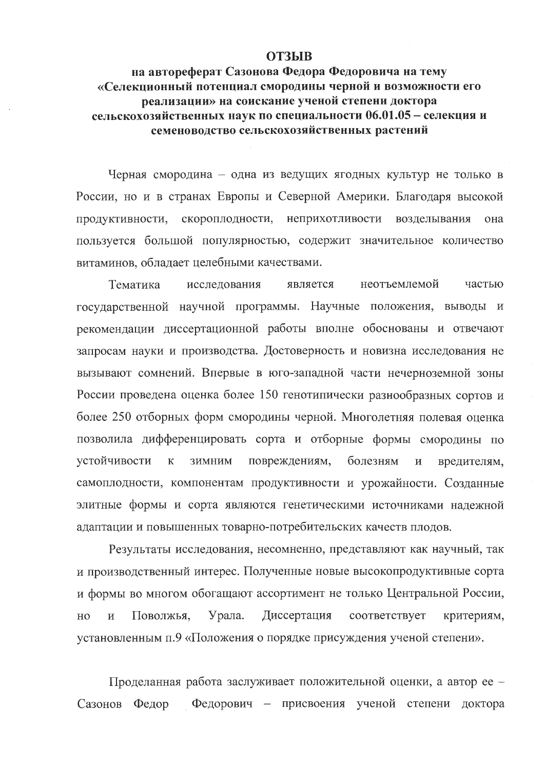# ОТЗЫВ

## на автореферат Сазонова Федора Федоровича на тему «Селекционный потенциал смородины черной и возможности его реализации» на соискание ученой степени доктора сельскохозяйственных наук по специальности 06.01.05 – селекция и семеноводство сельскохозяйственных растений

Черная смородина – одна из ведущих ягодных культур не только в России, но и в странах Европы и Северной Америки. Благодаря высокой продуктивности, скороплодности, неприхотливости возделывания она пользуется большой популярностью, содержит значительное количество витаминов, обладает целебными качествами.

Тематика исследования является неотъемлемой частью государственной научной программы. Научные положения, выводы и рекомендации диссертационной работы вполне обоснованы и отвечают запросам науки и производства. Достоверность и новизна исследования не вызывают сомнений. Впервые в юго-западной части нечерноземной зоны России проведена оценка более 150 генотипически разнообразных сортов и более 250 отборных форм смородины черной. Многолетняя полевая оценка позволила дифференцировать сорта и отборные формы смородины по устойчивости к зимним повреждениям, болезням и вредителям, самоплодности, компонентам продуктивности и урожайности. Созданные элитные формы и сорта являются генетическими источниками надежной адаптации и повышенных товарно-потребительских качеств плодов.

Результаты исследования, несомненно, представляют как научный, так и производственный интерес. Полученные новые высокопродуктивные сорта и формы во многом обогащают ассортимент не только Центральной России, но и Поволжья, Урала. Диссертация соответствует критериям, установленным п.9 «Положения о порядке присуждения ученой степени».

Проделанная работа заслуживает положительной оценки, а автор ее – Сазонов Федор Федорович – присвоения ученой степени доктора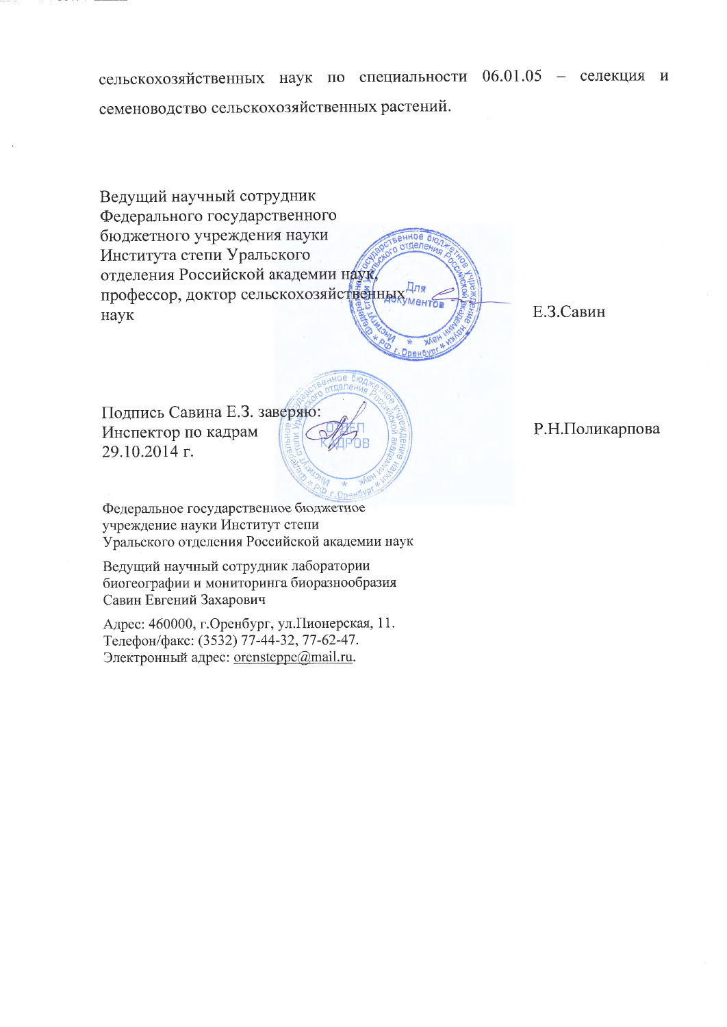сельскохозяйственных наук по специальности 06.01.05 – селекция и семеноводство сельскохозяйственных растений.

Ведущий научный сотрудник
Федерального государственного
бюджетного учреждения науки
Института степи Уральского
отделения Российской академии наук,
профессор, доктор сельскохозяйственных
наук

Е.З.Савин

Подпись Савина Е.З. заверяю:
Инспектор по кадрам
29.10.2014 г.

Р.Н.Поликарпова

Федеральное государственное бюджетное
учреждение науки Институт степи
Уральского отделения Российской академии наук

Ведущий научный сотрудник лаборатории
биогеографии и мониторинга биоразнообразия
Савин Евгений Захарович

Адрес: 460000, г.Оренбург, ул.Пионерская, 11.
Телефон/факс: (3532) 77-44-32, 77-62-47.
Электронный адрес: orensteppe@mail.ru.